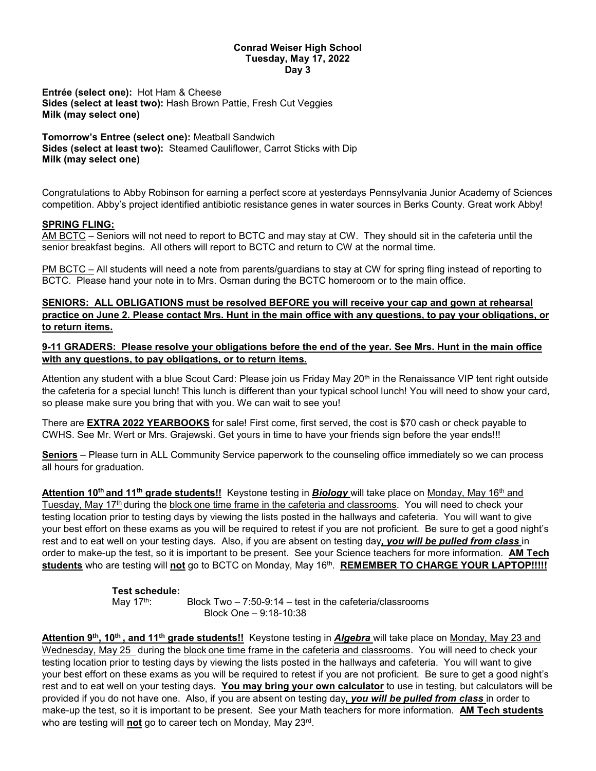**Conrad Weiser High School**
**Tuesday, May 17, 2022**
**Day 3**

**Entrée (select one):** Hot Ham & Cheese
**Sides (select at least two):** Hash Brown Pattie, Fresh Cut Veggies
**Milk (may select one)**

**Tomorrow's Entree (select one):** Meatball Sandwich
**Sides (select at least two):** Steamed Cauliflower, Carrot Sticks with Dip
**Milk (may select one)**

Congratulations to Abby Robinson for earning a perfect score at yesterdays Pennsylvania Junior Academy of Sciences competition. Abby's project identified antibiotic resistance genes in water sources in Berks County. Great work Abby!

**SPRING FLING:**

AM BCTC – Seniors will not need to report to BCTC and may stay at CW. They should sit in the cafeteria until the senior breakfast begins. All others will report to BCTC and return to CW at the normal time.

PM BCTC – All students will need a note from parents/guardians to stay at CW for spring fling instead of reporting to BCTC. Please hand your note in to Mrs. Osman during the BCTC homeroom or to the main office.

**SENIORS: ALL OBLIGATIONS must be resolved BEFORE you will receive your cap and gown at rehearsal practice on June 2. Please contact Mrs. Hunt in the main office with any questions, to pay your obligations, or to return items.**

**9-11 GRADERS: Please resolve your obligations before the end of the year. See Mrs. Hunt in the main office with any questions, to pay obligations, or to return items.**

Attention any student with a blue Scout Card: Please join us Friday May 20th in the Renaissance VIP tent right outside the cafeteria for a special lunch! This lunch is different than your typical school lunch! You will need to show your card, so please make sure you bring that with you. We can wait to see you!

There are **EXTRA 2022 YEARBOOKS** for sale! First come, first served, the cost is $70 cash or check payable to CWHS. See Mr. Wert or Mrs. Grajewski. Get yours in time to have your friends sign before the year ends!!!

**Seniors** – Please turn in ALL Community Service paperwork to the counseling office immediately so we can process all hours for graduation.

**Attention 10th and 11th grade students!!** Keystone testing in ***Biology*** will take place on Monday, May 16th and Tuesday, May 17th during the block one time frame in the cafeteria and classrooms. You will need to check your testing location prior to testing days by viewing the lists posted in the hallways and cafeteria. You will want to give your best effort on these exams as you will be required to retest if you are not proficient. Be sure to get a good night's rest and to eat well on your testing days. Also, if you are absent on testing day***, you will be pulled from class*** in order to make-up the test, so it is important to be present. See your Science teachers for more information. **AM Tech students** who are testing will **not** go to BCTC on Monday, May 16th. **REMEMBER TO CHARGE YOUR LAPTOP!!!!!**

**Test schedule:**
May 17th: Block Two – 7:50-9:14 – test in the cafeteria/classrooms
Block One – 9:18-10:38

**Attention 9th, 10th, and 11th grade students!!** Keystone testing in ***Algebra*** will take place on Monday, May 23 and Wednesday, May 25 during the block one time frame in the cafeteria and classrooms. You will need to check your testing location prior to testing days by viewing the lists posted in the hallways and cafeteria. You will want to give your best effort on these exams as you will be required to retest if you are not proficient. Be sure to get a good night's rest and to eat well on your testing days. **You may bring your own calculator** to use in testing, but calculators will be provided if you do not have one. Also, if you are absent on testing day***, you will be pulled from class*** in order to make-up the test, so it is important to be present. See your Math teachers for more information. **AM Tech students** who are testing will **not** go to career tech on Monday, May 23rd.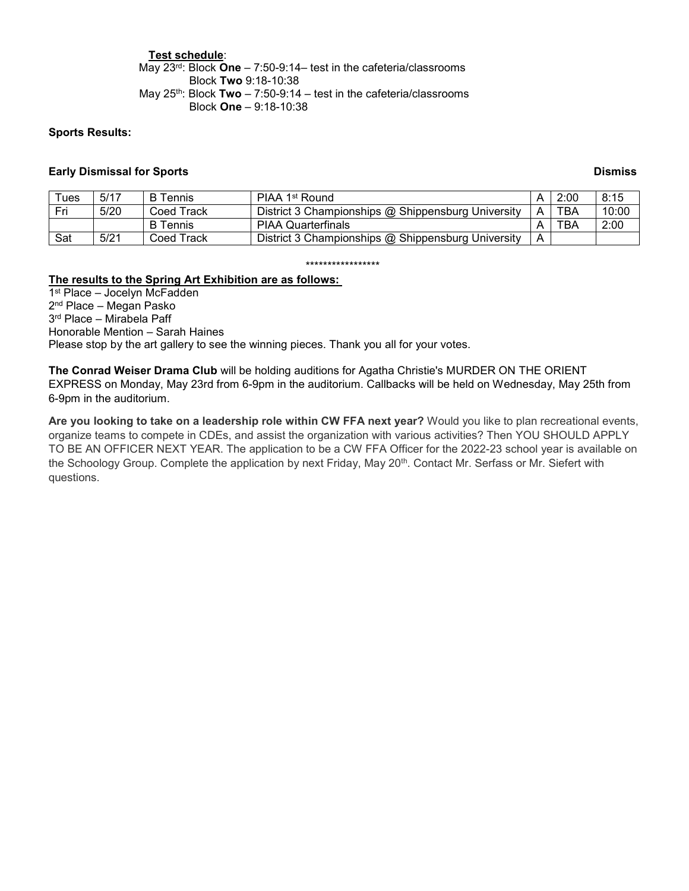**Test schedule**:

May 23rd: Block **One** – 7:50-9:14– test in the cafeteria/classrooms
Block **Two** 9:18-10:38

May 25th: Block **Two** – 7:50-9:14 – test in the cafeteria/classrooms
Block **One** – 9:18-10:38

**Sports Results:**

**Early Dismissal for Sports** **Dismiss**

| | | | | | | |
|---|---|---|---|---|---|---|
| Tues | 5/17 | B Tennis | PIAA 1st Round | A | 2:00 | 8:15 |
| Fri | 5/20 | Coed Track | District 3 Championships @ Shippensburg University | A | TBA | 10:00 |
| | | B Tennis | PIAA Quarterfinals | A | TBA | 2:00 |
| Sat | 5/21 | Coed Track | District 3 Championships @ Shippensburg University | A | | |

*****************

**The results to the Spring Art Exhibition are as follows:**

1st Place – Jocelyn McFadden
2nd Place – Megan Pasko
3rd Place – Mirabela Paff
Honorable Mention – Sarah Haines
Please stop by the art gallery to see the winning pieces. Thank you all for your votes.

**The Conrad Weiser Drama Club** will be holding auditions for Agatha Christie's MURDER ON THE ORIENT EXPRESS on Monday, May 23rd from 6-9pm in the auditorium. Callbacks will be held on Wednesday, May 25th from 6-9pm in the auditorium.

**Are you looking to take on a leadership role within CW FFA next year?** Would you like to plan recreational events, organize teams to compete in CDEs, and assist the organization with various activities? Then YOU SHOULD APPLY TO BE AN OFFICER NEXT YEAR. The application to be a CW FFA Officer for the 2022-23 school year is available on the Schoology Group. Complete the application by next Friday, May 20th. Contact Mr. Serfass or Mr. Siefert with questions.